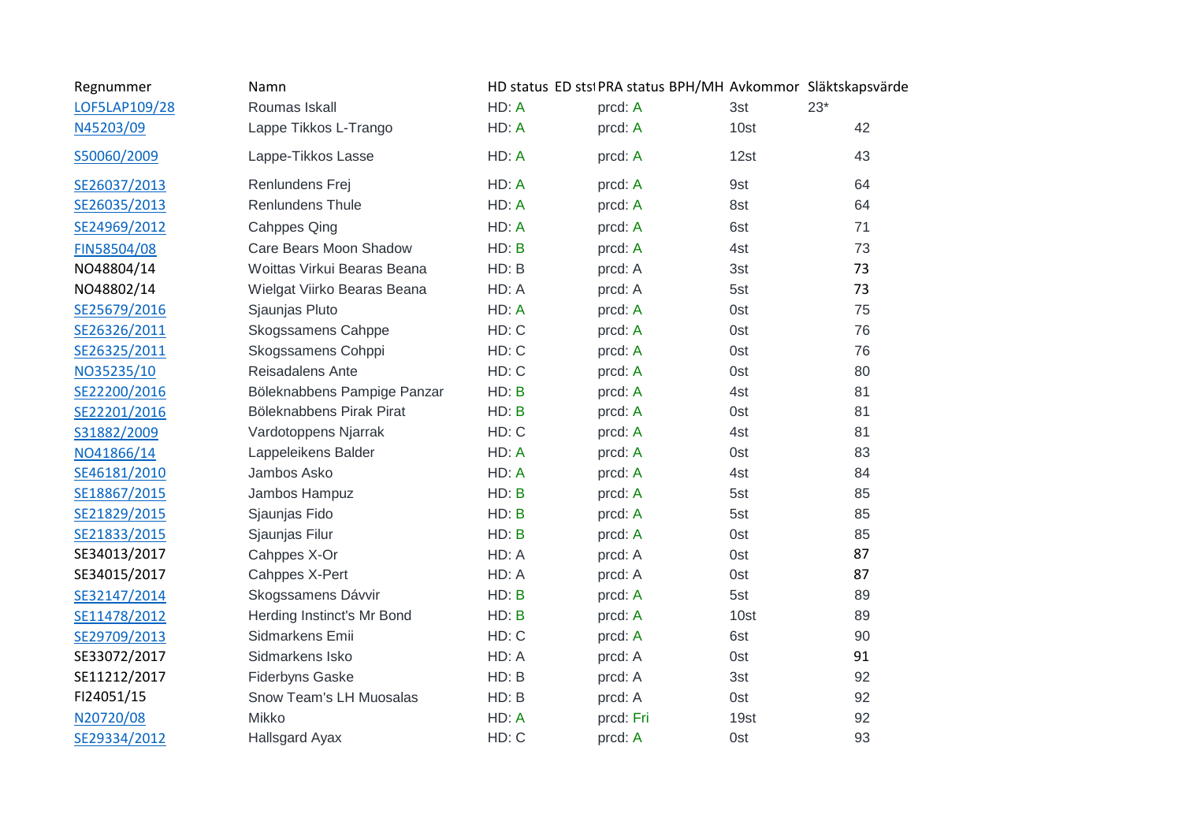| Regnummer | Namn | HD status | ED stst | PRA status | BPH/MH | Avkommor | Släktskapsvärde |
|---|---|---|---|---|---|---|---|
| LOF5LAP109/28 | Roumas Iskall | HD: A | | prcd: A | | 3st | 23* |
| N45203/09 | Lappe Tikkos L-Trango | HD: A | | prcd: A | | 10st | 42 |
| S50060/2009 | Lappe-Tikkos Lasse | HD: A | | prcd: A | | 12st | 43 |
| SE26037/2013 | Renlundens Frej | HD: A | | prcd: A | | 9st | 64 |
| SE26035/2013 | Renlundens Thule | HD: A | | prcd: A | | 8st | 64 |
| SE24969/2012 | Cahppes Qing | HD: A | | prcd: A | | 6st | 71 |
| FIN58504/08 | Care Bears Moon Shadow | HD: B | | prcd: A | | 4st | 73 |
| NO48804/14 | Woittas Virkui Bearas Beana | HD: B | | prcd: A | | 3st | 73 |
| NO48802/14 | Wielgat Viirko Bearas Beana | HD: A | | prcd: A | | 5st | 73 |
| SE25679/2016 | Sjaunjas Pluto | HD: A | | prcd: A | | 0st | 75 |
| SE26326/2011 | Skogssamens Cahppe | HD: C | | prcd: A | | 0st | 76 |
| SE26325/2011 | Skogssamens Cohppi | HD: C | | prcd: A | | 0st | 76 |
| NO35235/10 | Reisadalens Ante | HD: C | | prcd: A | | 0st | 80 |
| SE22200/2016 | Böleknabbens Pampige Panzar | HD: B | | prcd: A | | 4st | 81 |
| SE22201/2016 | Böleknabbens Pirak Pirat | HD: B | | prcd: A | | 0st | 81 |
| S31882/2009 | Vardotoppens Njarrak | HD: C | | prcd: A | | 4st | 81 |
| NO41866/14 | Lappeleikens Balder | HD: A | | prcd: A | | 0st | 83 |
| SE46181/2010 | Jambos Asko | HD: A | | prcd: A | | 4st | 84 |
| SE18867/2015 | Jambos Hampuz | HD: B | | prcd: A | | 5st | 85 |
| SE21829/2015 | Sjaunjas Fido | HD: B | | prcd: A | | 5st | 85 |
| SE21833/2015 | Sjaunjas Filur | HD: B | | prcd: A | | 0st | 85 |
| SE34013/2017 | Cahppes X-Or | HD: A | | prcd: A | | 0st | 87 |
| SE34015/2017 | Cahppes X-Pert | HD: A | | prcd: A | | 0st | 87 |
| SE32147/2014 | Skogssamens Dávvir | HD: B | | prcd: A | | 5st | 89 |
| SE11478/2012 | Herding Instinct's Mr Bond | HD: B | | prcd: A | | 10st | 89 |
| SE29709/2013 | Sidmarkens Emii | HD: C | | prcd: A | | 6st | 90 |
| SE33072/2017 | Sidmarkens Isko | HD: A | | prcd: A | | 0st | 91 |
| SE11212/2017 | Fiderbyns Gaske | HD: B | | prcd: A | | 3st | 92 |
| FI24051/15 | Snow Team's LH Muosalas | HD: B | | prcd: A | | 0st | 92 |
| N20720/08 | Mikko | HD: A | | prcd: Fri | | 19st | 92 |
| SE29334/2012 | Hallsgard Ayax | HD: C | | prcd: A | | 0st | 93 |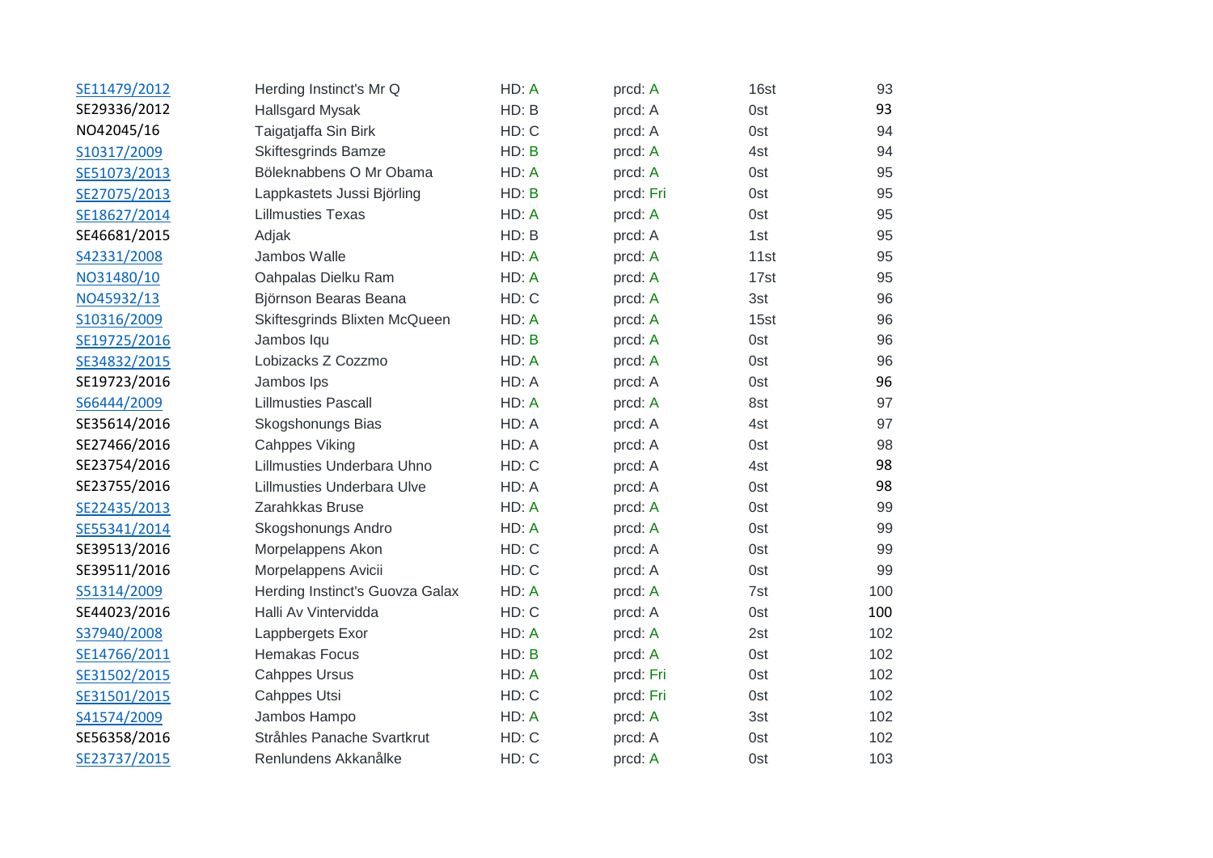| | | | | | |
|---|---|---|---|---|---|
| SE11479/2012 | Herding Instinct's Mr Q | HD: A | prcd: A | 16st | 93 |
| SE29336/2012 | Hallsgard Mysak | HD: B | prcd: A | 0st | 93 |
| NO42045/16 | Taigatjaffa Sin Birk | HD: C | prcd: A | 0st | 94 |
| S10317/2009 | Skiftesgrinds Bamze | HD: B | prcd: A | 4st | 94 |
| SE51073/2013 | Böleknabbens O Mr Obama | HD: A | prcd: A | 0st | 95 |
| SE27075/2013 | Lappkastets Jussi Björling | HD: B | prcd: Fri | 0st | 95 |
| SE18627/2014 | Lillmusties Texas | HD: A | prcd: A | 0st | 95 |
| SE46681/2015 | Adjak | HD: B | prcd: A | 1st | 95 |
| S42331/2008 | Jambos Walle | HD: A | prcd: A | 11st | 95 |
| NO31480/10 | Oahpalas Dielku Ram | HD: A | prcd: A | 17st | 95 |
| NO45932/13 | Björnson Bearas Beana | HD: C | prcd: A | 3st | 96 |
| S10316/2009 | Skiftesgrinds Blixten McQueen | HD: A | prcd: A | 15st | 96 |
| SE19725/2016 | Jambos Iqu | HD: B | prcd: A | 0st | 96 |
| SE34832/2015 | Lobizacks Z Cozzmo | HD: A | prcd: A | 0st | 96 |
| SE19723/2016 | Jambos Ips | HD: A | prcd: A | 0st | 96 |
| S66444/2009 | Lillmusties Pascall | HD: A | prcd: A | 8st | 97 |
| SE35614/2016 | Skogshonungs Bias | HD: A | prcd: A | 4st | 97 |
| SE27466/2016 | Cahppes Viking | HD: A | prcd: A | 0st | 98 |
| SE23754/2016 | Lillmusties Underbara Uhno | HD: C | prcd: A | 4st | 98 |
| SE23755/2016 | Lillmusties Underbara Ulve | HD: A | prcd: A | 0st | 98 |
| SE22435/2013 | Zarahkkas Bruse | HD: A | prcd: A | 0st | 99 |
| SE55341/2014 | Skogshonungs Andro | HD: A | prcd: A | 0st | 99 |
| SE39513/2016 | Morpelappens Akon | HD: C | prcd: A | 0st | 99 |
| SE39511/2016 | Morpelappens Avicii | HD: C | prcd: A | 0st | 99 |
| S51314/2009 | Herding Instinct's Guovza Galax | HD: A | prcd: A | 7st | 100 |
| SE44023/2016 | Halli Av Vintervidda | HD: C | prcd: A | 0st | 100 |
| S37940/2008 | Lappbergets Exor | HD: A | prcd: A | 2st | 102 |
| SE14766/2011 | Hemakas Focus | HD: B | prcd: A | 0st | 102 |
| SE31502/2015 | Cahppes Ursus | HD: A | prcd: Fri | 0st | 102 |
| SE31501/2015 | Cahppes Utsi | HD: C | prcd: Fri | 0st | 102 |
| S41574/2009 | Jambos Hampo | HD: A | prcd: A | 3st | 102 |
| SE56358/2016 | Stråhles Panache Svartkrut | HD: C | prcd: A | 0st | 102 |
| SE23737/2015 | Renlundens Akkanålke | HD: C | prcd: A | 0st | 103 |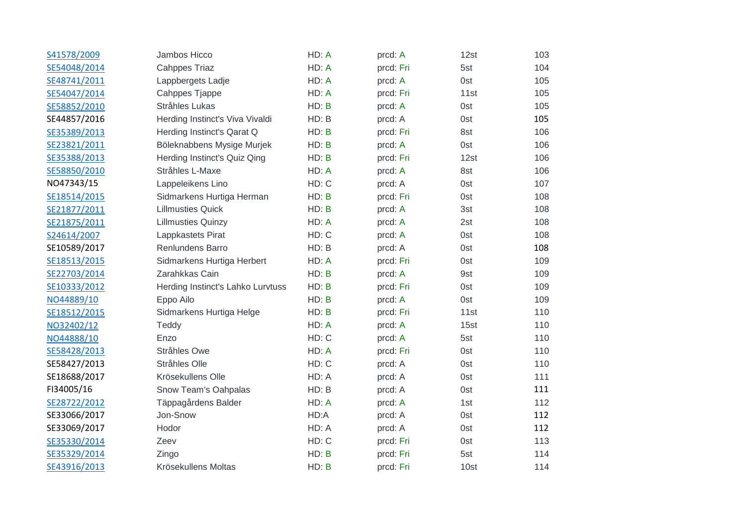| | | | | | |
|---|---|---|---|---|---|
| S41578/2009 | Jambos Hicco | HD: A | prcd: A | 12st | 103 |
| SE54048/2014 | Cahppes Triaz | HD: A | prcd: Fri | 5st | 104 |
| SE48741/2011 | Lappbergets Ladje | HD: A | prcd: A | 0st | 105 |
| SE54047/2014 | Cahppes Tjappe | HD: A | prcd: Fri | 11st | 105 |
| SE58852/2010 | Stråhles Lukas | HD: B | prcd: A | 0st | 105 |
| SE44857/2016 | Herding Instinct's Viva Vivaldi | HD: B | prcd: A | 0st | 105 |
| SE35389/2013 | Herding Instinct's Qarat Q | HD: B | prcd: Fri | 8st | 106 |
| SE23821/2011 | Böleknabbens Mysige Murjek | HD: B | prcd: A | 0st | 106 |
| SE35388/2013 | Herding Instinct's Quiz Qing | HD: B | prcd: Fri | 12st | 106 |
| SE58850/2010 | Stråhles L-Maxe | HD: A | prcd: A | 8st | 106 |
| NO47343/15 | Lappeleikens Lino | HD: C | prcd: A | 0st | 107 |
| SE18514/2015 | Sidmarkens Hurtiga Herman | HD: B | prcd: Fri | 0st | 108 |
| SE21877/2011 | Lillmusties Quick | HD: B | prcd: A | 3st | 108 |
| SE21875/2011 | Lillmusties Quinzy | HD: A | prcd: A | 2st | 108 |
| S24614/2007 | Lappkastets Pirat | HD: C | prcd: A | 0st | 108 |
| SE10589/2017 | Renlundens Barro | HD: B | prcd: A | 0st | 108 |
| SE18513/2015 | Sidmarkens Hurtiga Herbert | HD: A | prcd: Fri | 0st | 109 |
| SE22703/2014 | Zarahkkas Cain | HD: B | prcd: A | 9st | 109 |
| SE10333/2012 | Herding Instinct's Lahko Lurvtuss | HD: B | prcd: Fri | 0st | 109 |
| NO44889/10 | Eppo Ailo | HD: B | prcd: A | 0st | 109 |
| SE18512/2015 | Sidmarkens Hurtiga Helge | HD: B | prcd: Fri | 11st | 110 |
| NO32402/12 | Teddy | HD: A | prcd: A | 15st | 110 |
| NO44888/10 | Enzo | HD: C | prcd: A | 5st | 110 |
| SE58428/2013 | Stråhles Owe | HD: A | prcd: Fri | 0st | 110 |
| SE58427/2013 | Stråhles Olle | HD: C | prcd: A | 0st | 110 |
| SE18688/2017 | Krösekullens Olle | HD: A | prcd: A | 0st | 111 |
| FI34005/16 | Snow Team's Oahpalas | HD: B | prcd: A | 0st | 111 |
| SE28722/2012 | Täppagårdens Balder | HD: A | prcd: A | 1st | 112 |
| SE33066/2017 | Jon-Snow | HD:A | prcd: A | 0st | 112 |
| SE33069/2017 | Hodor | HD: A | prcd: A | 0st | 112 |
| SE35330/2014 | Zeev | HD: C | prcd: Fri | 0st | 113 |
| SE35329/2014 | Zingo | HD: B | prcd: Fri | 5st | 114 |
| SE43916/2013 | Krösekullens Moltas | HD: B | prcd: Fri | 10st | 114 |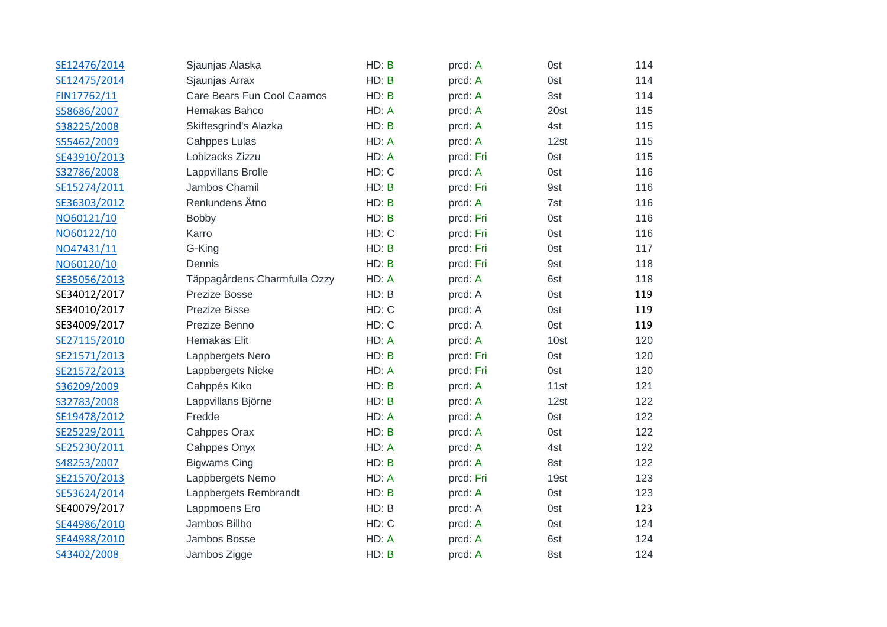| | | | | | |
|---|---|---|---|---|---|
| SE12476/2014 | Sjaunjas Alaska | HD: B | prcd: A | 0st | 114 |
| SE12475/2014 | Sjaunjas Arrax | HD: B | prcd: A | 0st | 114 |
| FIN17762/11 | Care Bears Fun Cool Caamos | HD: B | prcd: A | 3st | 114 |
| S58686/2007 | Hemakas Bahco | HD: A | prcd: A | 20st | 115 |
| S38225/2008 | Skiftesgrind's Alazka | HD: B | prcd: A | 4st | 115 |
| S55462/2009 | Cahppes Lulas | HD: A | prcd: A | 12st | 115 |
| SE43910/2013 | Lobizacks Zizzu | HD: A | prcd: Fri | 0st | 115 |
| S32786/2008 | Lappvillans Brolle | HD: C | prcd: A | 0st | 116 |
| SE15274/2011 | Jambos Chamil | HD: B | prcd: Fri | 9st | 116 |
| SE36303/2012 | Renlundens Ätno | HD: B | prcd: A | 7st | 116 |
| NO60121/10 | Bobby | HD: B | prcd: Fri | 0st | 116 |
| NO60122/10 | Karro | HD: C | prcd: Fri | 0st | 116 |
| NO47431/11 | G-King | HD: B | prcd: Fri | 0st | 117 |
| NO60120/10 | Dennis | HD: B | prcd: Fri | 9st | 118 |
| SE35056/2013 | Täppagårdens Charmfulla Ozzy | HD: A | prcd: A | 6st | 118 |
| SE34012/2017 | Prezize Bosse | HD: B | prcd: A | 0st | 119 |
| SE34010/2017 | Prezize Bisse | HD: C | prcd: A | 0st | 119 |
| SE34009/2017 | Prezize Benno | HD: C | prcd: A | 0st | 119 |
| SE27115/2010 | Hemakas Elit | HD: A | prcd: A | 10st | 120 |
| SE21571/2013 | Lappbergets Nero | HD: B | prcd: Fri | 0st | 120 |
| SE21572/2013 | Lappbergets Nicke | HD: A | prcd: Fri | 0st | 120 |
| S36209/2009 | Cahppés Kiko | HD: B | prcd: A | 11st | 121 |
| S32783/2008 | Lappvillans Björne | HD: B | prcd: A | 12st | 122 |
| SE19478/2012 | Fredde | HD: A | prcd: A | 0st | 122 |
| SE25229/2011 | Cahppes Orax | HD: B | prcd: A | 0st | 122 |
| SE25230/2011 | Cahppes Onyx | HD: A | prcd: A | 4st | 122 |
| S48253/2007 | Bigwams Cing | HD: B | prcd: A | 8st | 122 |
| SE21570/2013 | Lappbergets Nemo | HD: A | prcd: Fri | 19st | 123 |
| SE53624/2014 | Lappbergets Rembrandt | HD: B | prcd: A | 0st | 123 |
| SE40079/2017 | Lappmoens Ero | HD: B | prcd: A | 0st | 123 |
| SE44986/2010 | Jambos Billbo | HD: C | prcd: A | 0st | 124 |
| SE44988/2010 | Jambos Bosse | HD: A | prcd: A | 6st | 124 |
| S43402/2008 | Jambos Zigge | HD: B | prcd: A | 8st | 124 |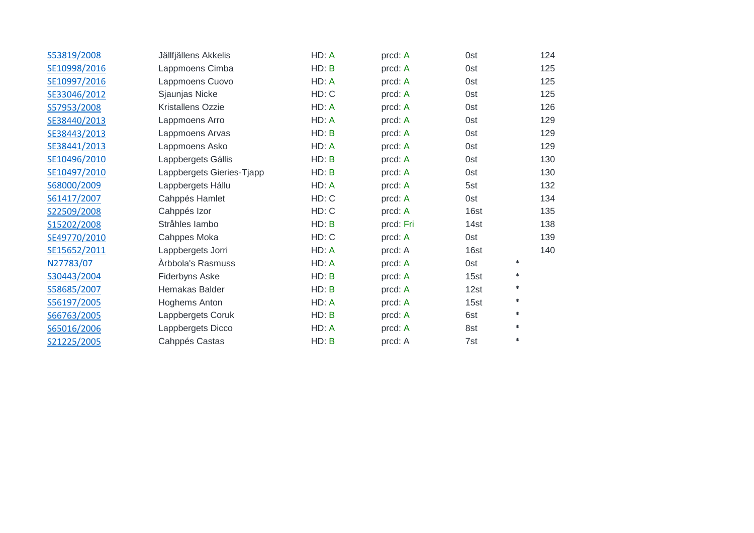| | | | | | | |
|---|---|---|---|---|---|---|
| S53819/2008 | Jällfjällens Akkelis | HD: A | prcd: A | 0st | | 124 |
| SE10998/2016 | Lappmoens Cimba | HD: B | prcd: A | 0st | | 125 |
| SE10997/2016 | Lappmoens Cuovo | HD: A | prcd: A | 0st | | 125 |
| SE33046/2012 | Sjaunjas Nicke | HD: C | prcd: A | 0st | | 125 |
| S57953/2008 | Kristallens Ozzie | HD: A | prcd: A | 0st | | 126 |
| SE38440/2013 | Lappmoens Arro | HD: A | prcd: A | 0st | | 129 |
| SE38443/2013 | Lappmoens Arvas | HD: B | prcd: A | 0st | | 129 |
| SE38441/2013 | Lappmoens Asko | HD: A | prcd: A | 0st | | 129 |
| SE10496/2010 | Lappbergets Gállis | HD: B | prcd: A | 0st | | 130 |
| SE10497/2010 | Lappbergets Gieries-Tjapp | HD: B | prcd: A | 0st | | 130 |
| S68000/2009 | Lappbergets Hállu | HD: A | prcd: A | 5st | | 132 |
| S61417/2007 | Cahppés Hamlet | HD: C | prcd: A | 0st | | 134 |
| S22509/2008 | Cahppés Izor | HD: C | prcd: A | 16st | | 135 |
| S15202/2008 | Stråhles Iambo | HD: B | prcd: Fri | 14st | | 138 |
| SE49770/2010 | Cahppes Moka | HD: C | prcd: A | 0st | | 139 |
| SE15652/2011 | Lappbergets Jorri | HD: A | prcd: A | 16st | | 140 |
| N27783/07 | Àrbbola's Rasmuss | HD: A | prcd: A | 0st | * | |
| S30443/2004 | Fiderbyns Aske | HD: B | prcd: A | 15st | * | |
| S58685/2007 | Hemakas Balder | HD: B | prcd: A | 12st | * | |
| S56197/2005 | Hoghems Anton | HD: A | prcd: A | 15st | * | |
| S66763/2005 | Lappbergets Coruk | HD: B | prcd: A | 6st | * | |
| S65016/2006 | Lappbergets Dicco | HD: A | prcd: A | 8st | * | |
| S21225/2005 | Cahppés Castas | HD: B | prcd: A | 7st | * | |